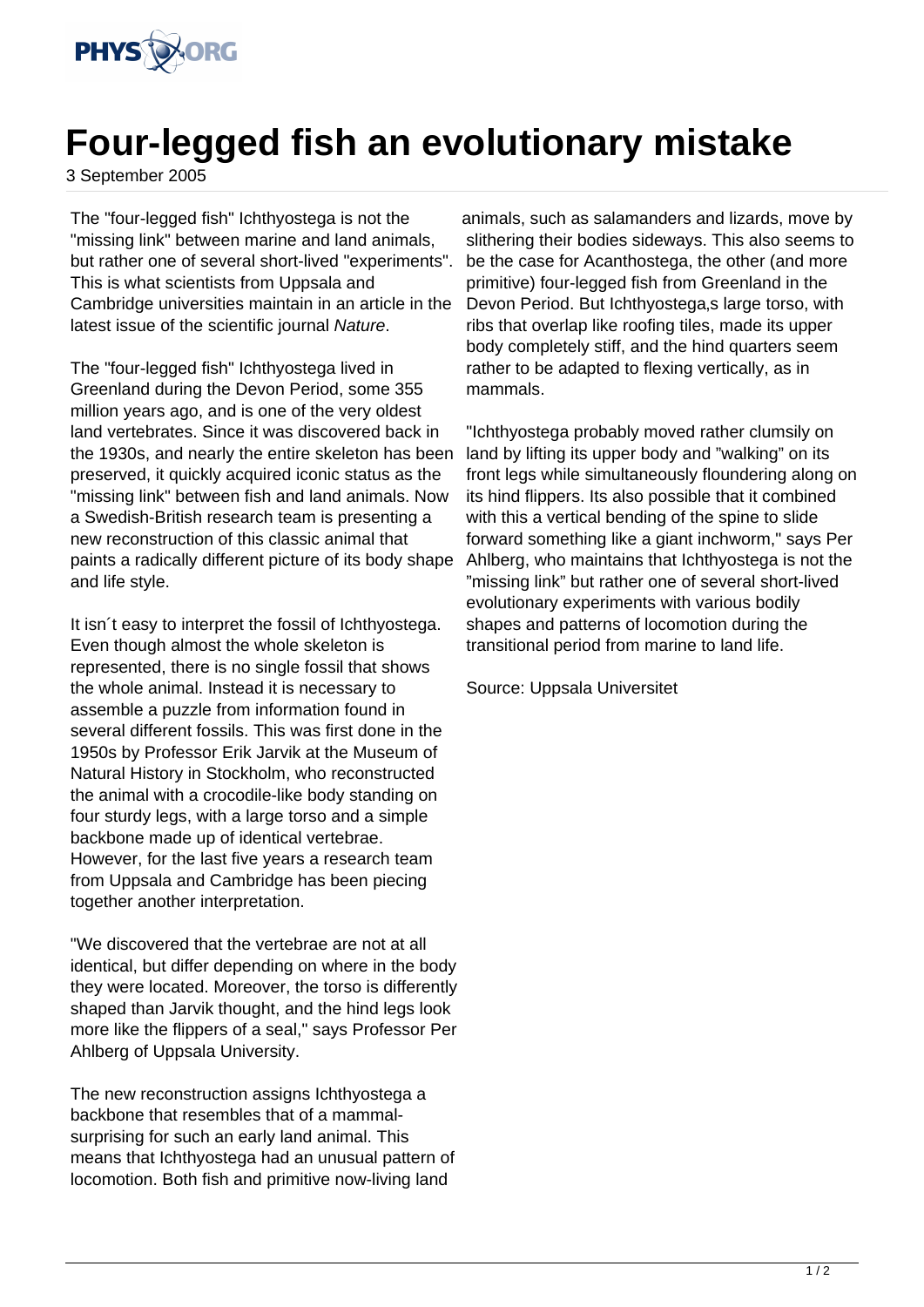# Four-legged fish an evolutionary mistake

3 September 2005

The "four-legged fish" Ichthyostega is not the "missing link" between marine and land animals, but rather one of several short-lived "experiments". This is what scientists from Uppsala and Cambridge universities maintain in an article in the latest issue of the scientific journal *Nature*.

The "four-legged fish" Ichthyostega lived in Greenland during the Devon Period, some 355 million years ago, and is one of the very oldest land vertebrates. Since it was discovered back in the 1930s, and nearly the entire skeleton has been preserved, it quickly acquired iconic status as the "missing link" between fish and land animals. Now a Swedish-British research team is presenting a new reconstruction of this classic animal that paints a radically different picture of its body shape and life style.

It isn´t easy to interpret the fossil of Ichthyostega. Even though almost the whole skeleton is represented, there is no single fossil that shows the whole animal. Instead it is necessary to assemble a puzzle from information found in several different fossils. This was first done in the 1950s by Professor Erik Jarvik at the Museum of Natural History in Stockholm, who reconstructed the animal with a crocodile-like body standing on four sturdy legs, with a large torso and a simple backbone made up of identical vertebrae. However, for the last five years a research team from Uppsala and Cambridge has been piecing together another interpretation.

"We discovered that the vertebrae are not at all identical, but differ depending on where in the body they were located. Moreover, the torso is differently shaped than Jarvik thought, and the hind legs look more like the flippers of a seal," says Professor Per Ahlberg of Uppsala University.

The new reconstruction assigns Ichthyostega a backbone that resembles that of a mammal-surprising for such an early land animal. This means that Ichthyostega had an unusual pattern of locomotion. Both fish and primitive now-living land animals, such as salamanders and lizards, move by slithering their bodies sideways. This also seems to be the case for Acanthostega, the other (and more primitive) four-legged fish from Greenland in the Devon Period. But Ichthyostega,s large torso, with ribs that overlap like roofing tiles, made its upper body completely stiff, and the hind quarters seem rather to be adapted to flexing vertically, as in mammals.

"Ichthyostega probably moved rather clumsily on land by lifting its upper body and ”walking” on its front legs while simultaneously floundering along on its hind flippers. Its also possible that it combined with this a vertical bending of the spine to slide forward something like a giant inchworm," says Per Ahlberg, who maintains that Ichthyostega is not the ”missing link” but rather one of several short-lived evolutionary experiments with various bodily shapes and patterns of locomotion during the transitional period from marine to land life.

Source: Uppsala Universitet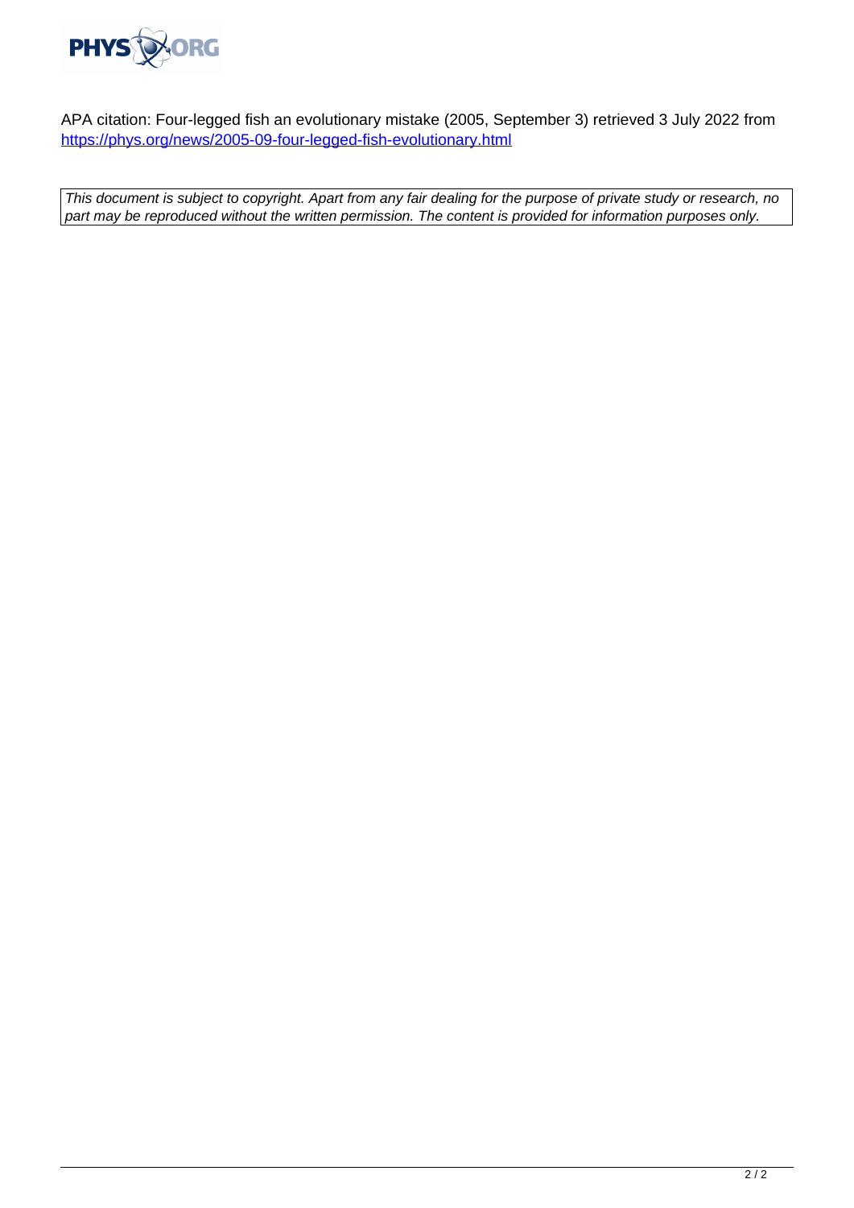APA citation: Four-legged fish an evolutionary mistake (2005, September 3) retrieved 3 July 2022 from https://phys.org/news/2005-09-four-legged-fish-evolutionary.html

*This document is subject to copyright. Apart from any fair dealing for the purpose of private study or research, no part may be reproduced without the written permission. The content is provided for information purposes only.*